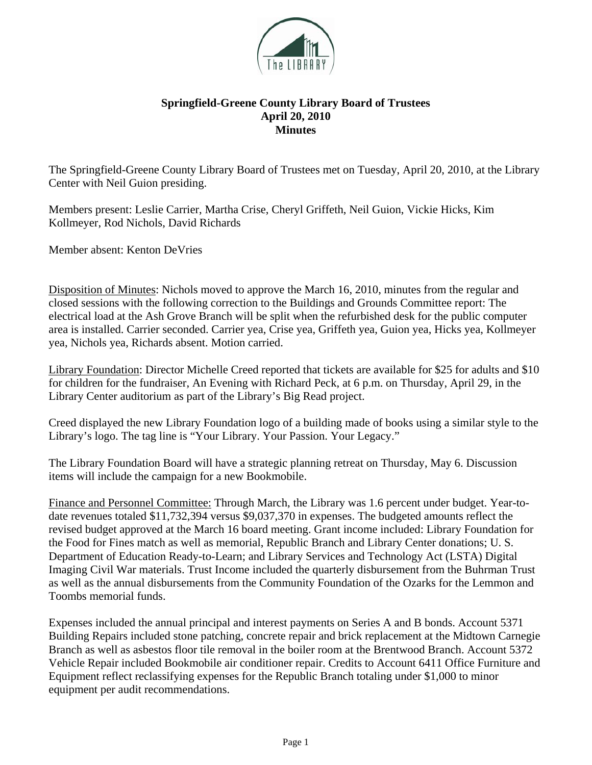**Springfield-Greene County Library Board of Trustees**
**April 20, 2010**
**Minutes**

The Springfield-Greene County Library Board of Trustees met on Tuesday, April 20, 2010, at the Library Center with Neil Guion presiding.

Members present: Leslie Carrier, Martha Crise, Cheryl Griffeth, Neil Guion, Vickie Hicks, Kim Kollmeyer, Rod Nichols, David Richards

Member absent: Kenton DeVries

Disposition of Minutes: Nichols moved to approve the March 16, 2010, minutes from the regular and closed sessions with the following correction to the Buildings and Grounds Committee report: The electrical load at the Ash Grove Branch will be split when the refurbished desk for the public computer area is installed. Carrier seconded. Carrier yea, Crise yea, Griffeth yea, Guion yea, Hicks yea, Kollmeyer yea, Nichols yea, Richards absent. Motion carried.

Library Foundation: Director Michelle Creed reported that tickets are available for $25 for adults and $10 for children for the fundraiser, An Evening with Richard Peck, at 6 p.m. on Thursday, April 29, in the Library Center auditorium as part of the Library's Big Read project.

Creed displayed the new Library Foundation logo of a building made of books using a similar style to the Library's logo. The tag line is "Your Library. Your Passion. Your Legacy."

The Library Foundation Board will have a strategic planning retreat on Thursday, May 6. Discussion items will include the campaign for a new Bookmobile.

Finance and Personnel Committee: Through March, the Library was 1.6 percent under budget. Year-to-date revenues totaled $11,732,394 versus $9,037,370 in expenses. The budgeted amounts reflect the revised budget approved at the March 16 board meeting. Grant income included: Library Foundation for the Food for Fines match as well as memorial, Republic Branch and Library Center donations; U. S. Department of Education Ready-to-Learn; and Library Services and Technology Act (LSTA) Digital Imaging Civil War materials. Trust Income included the quarterly disbursement from the Buhrman Trust as well as the annual disbursements from the Community Foundation of the Ozarks for the Lemmon and Toombs memorial funds.

Expenses included the annual principal and interest payments on Series A and B bonds. Account 5371 Building Repairs included stone patching, concrete repair and brick replacement at the Midtown Carnegie Branch as well as asbestos floor tile removal in the boiler room at the Brentwood Branch. Account 5372 Vehicle Repair included Bookmobile air conditioner repair. Credits to Account 6411 Office Furniture and Equipment reflect reclassifying expenses for the Republic Branch totaling under $1,000 to minor equipment per audit recommendations.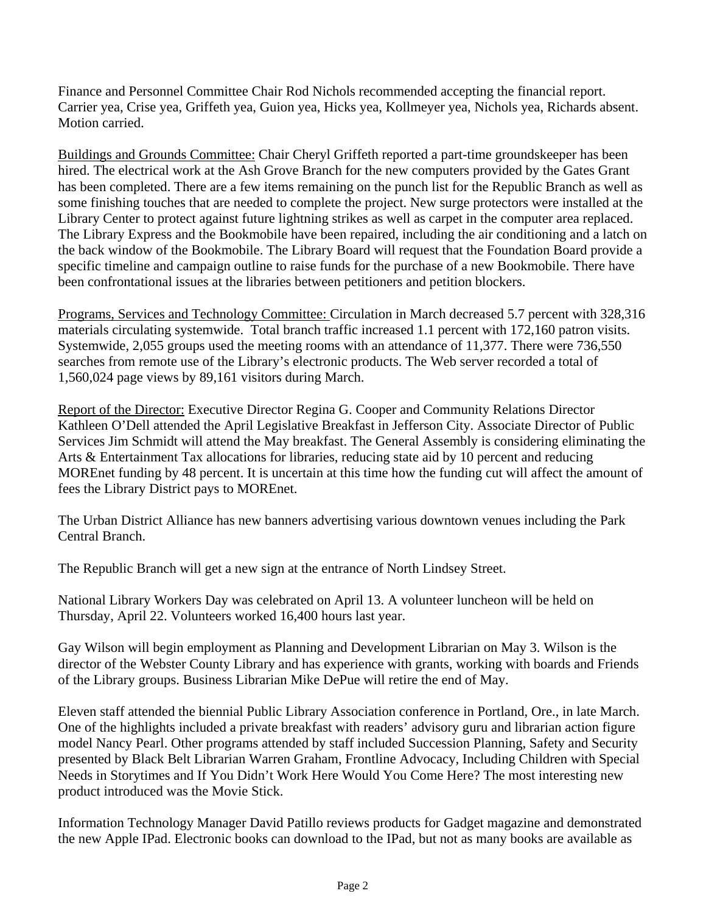Finance and Personnel Committee Chair Rod Nichols recommended accepting the financial report. Carrier yea, Crise yea, Griffeth yea, Guion yea, Hicks yea, Kollmeyer yea, Nichols yea, Richards absent. Motion carried.

<u>Buildings and Grounds Committee:</u> Chair Cheryl Griffeth reported a part-time groundskeeper has been hired. The electrical work at the Ash Grove Branch for the new computers provided by the Gates Grant has been completed. There are a few items remaining on the punch list for the Republic Branch as well as some finishing touches that are needed to complete the project. New surge protectors were installed at the Library Center to protect against future lightning strikes as well as carpet in the computer area replaced. The Library Express and the Bookmobile have been repaired, including the air conditioning and a latch on the back window of the Bookmobile. The Library Board will request that the Foundation Board provide a specific timeline and campaign outline to raise funds for the purchase of a new Bookmobile. There have been confrontational issues at the libraries between petitioners and petition blockers.

<u>Programs, Services and Technology Committee:</u> Circulation in March decreased 5.7 percent with 328,316 materials circulating systemwide. Total branch traffic increased 1.1 percent with 172,160 patron visits. Systemwide, 2,055 groups used the meeting rooms with an attendance of 11,377. There were 736,550 searches from remote use of the Library's electronic products. The Web server recorded a total of 1,560,024 page views by 89,161 visitors during March.

<u>Report of the Director:</u> Executive Director Regina G. Cooper and Community Relations Director Kathleen O'Dell attended the April Legislative Breakfast in Jefferson City. Associate Director of Public Services Jim Schmidt will attend the May breakfast. The General Assembly is considering eliminating the Arts & Entertainment Tax allocations for libraries, reducing state aid by 10 percent and reducing MOREnet funding by 48 percent. It is uncertain at this time how the funding cut will affect the amount of fees the Library District pays to MOREnet.

The Urban District Alliance has new banners advertising various downtown venues including the Park Central Branch.

The Republic Branch will get a new sign at the entrance of North Lindsey Street.

National Library Workers Day was celebrated on April 13. A volunteer luncheon will be held on Thursday, April 22. Volunteers worked 16,400 hours last year.

Gay Wilson will begin employment as Planning and Development Librarian on May 3. Wilson is the director of the Webster County Library and has experience with grants, working with boards and Friends of the Library groups. Business Librarian Mike DePue will retire the end of May.

Eleven staff attended the biennial Public Library Association conference in Portland, Ore., in late March. One of the highlights included a private breakfast with readers' advisory guru and librarian action figure model Nancy Pearl. Other programs attended by staff included Succession Planning, Safety and Security presented by Black Belt Librarian Warren Graham, Frontline Advocacy, Including Children with Special Needs in Storytimes and If You Didn't Work Here Would You Come Here? The most interesting new product introduced was the Movie Stick.

Information Technology Manager David Patillo reviews products for Gadget magazine and demonstrated the new Apple IPad. Electronic books can download to the IPad, but not as many books are available as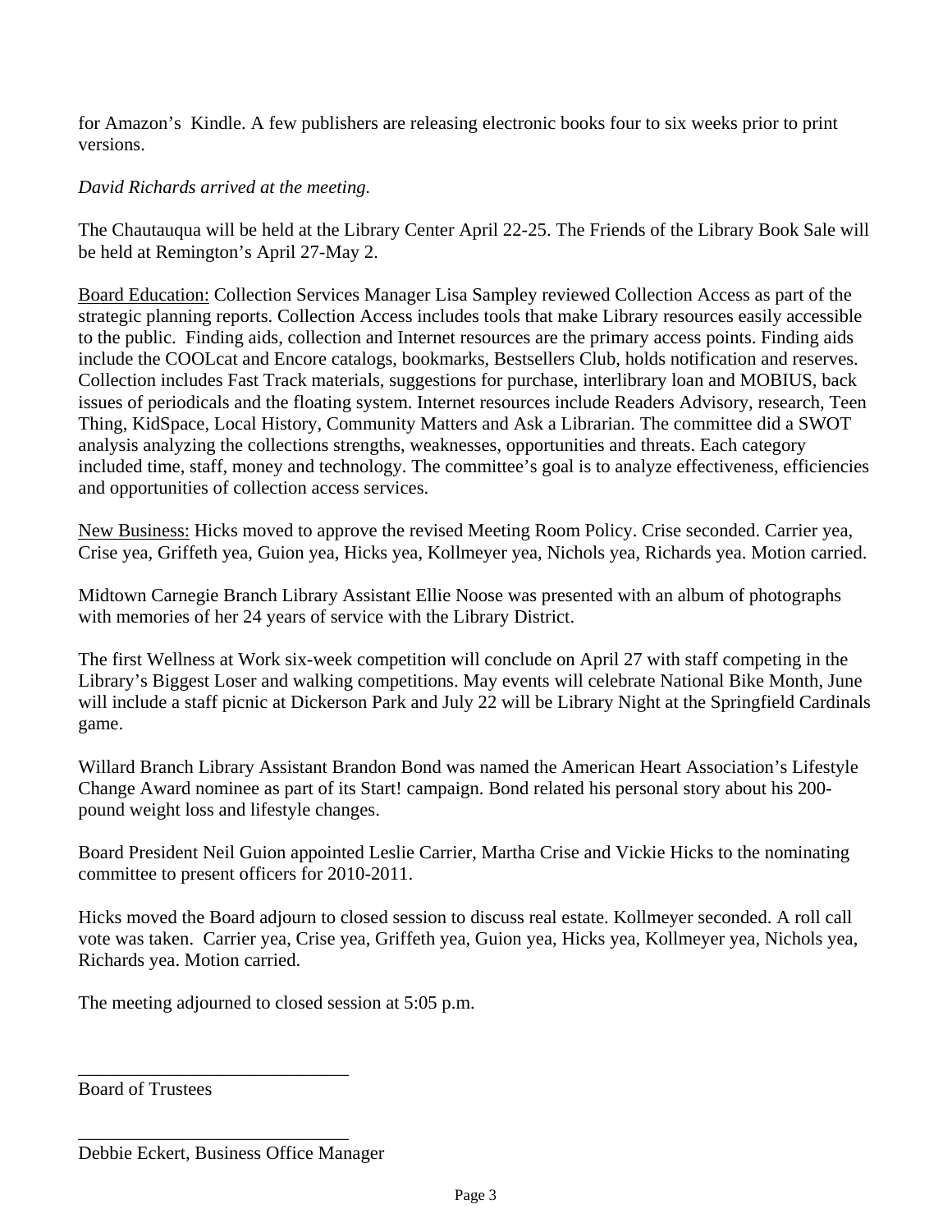for Amazon's  Kindle. A few publishers are releasing electronic books four to six weeks prior to print versions.

*David Richards arrived at the meeting.*

The Chautauqua will be held at the Library Center April 22-25. The Friends of the Library Book Sale will be held at Remington's April 27-May 2.

<u>Board Education:</u> Collection Services Manager Lisa Sampley reviewed Collection Access as part of the strategic planning reports. Collection Access includes tools that make Library resources easily accessible to the public.  Finding aids, collection and Internet resources are the primary access points. Finding aids include the COOLcat and Encore catalogs, bookmarks, Bestsellers Club, holds notification and reserves. Collection includes Fast Track materials, suggestions for purchase, interlibrary loan and MOBIUS, back issues of periodicals and the floating system. Internet resources include Readers Advisory, research, Teen Thing, KidSpace, Local History, Community Matters and Ask a Librarian. The committee did a SWOT analysis analyzing the collections strengths, weaknesses, opportunities and threats. Each category included time, staff, money and technology. The committee's goal is to analyze effectiveness, efficiencies and opportunities of collection access services.

<u>New Business:</u> Hicks moved to approve the revised Meeting Room Policy. Crise seconded. Carrier yea, Crise yea, Griffeth yea, Guion yea, Hicks yea, Kollmeyer yea, Nichols yea, Richards yea. Motion carried.

Midtown Carnegie Branch Library Assistant Ellie Noose was presented with an album of photographs with memories of her 24 years of service with the Library District.

The first Wellness at Work six-week competition will conclude on April 27 with staff competing in the Library's Biggest Loser and walking competitions. May events will celebrate National Bike Month, June will include a staff picnic at Dickerson Park and July 22 will be Library Night at the Springfield Cardinals game.

Willard Branch Library Assistant Brandon Bond was named the American Heart Association's Lifestyle Change Award nominee as part of its Start! campaign. Bond related his personal story about his 200-pound weight loss and lifestyle changes.

Board President Neil Guion appointed Leslie Carrier, Martha Crise and Vickie Hicks to the nominating committee to present officers for 2010-2011.

Hicks moved the Board adjourn to closed session to discuss real estate. Kollmeyer seconded. A roll call vote was taken.  Carrier yea, Crise yea, Griffeth yea, Guion yea, Hicks yea, Kollmeyer yea, Nichols yea, Richards yea. Motion carried.

The meeting adjourned to closed session at 5:05 p.m.

______________________________
Board of Trustees

______________________________
Debbie Eckert, Business Office Manager